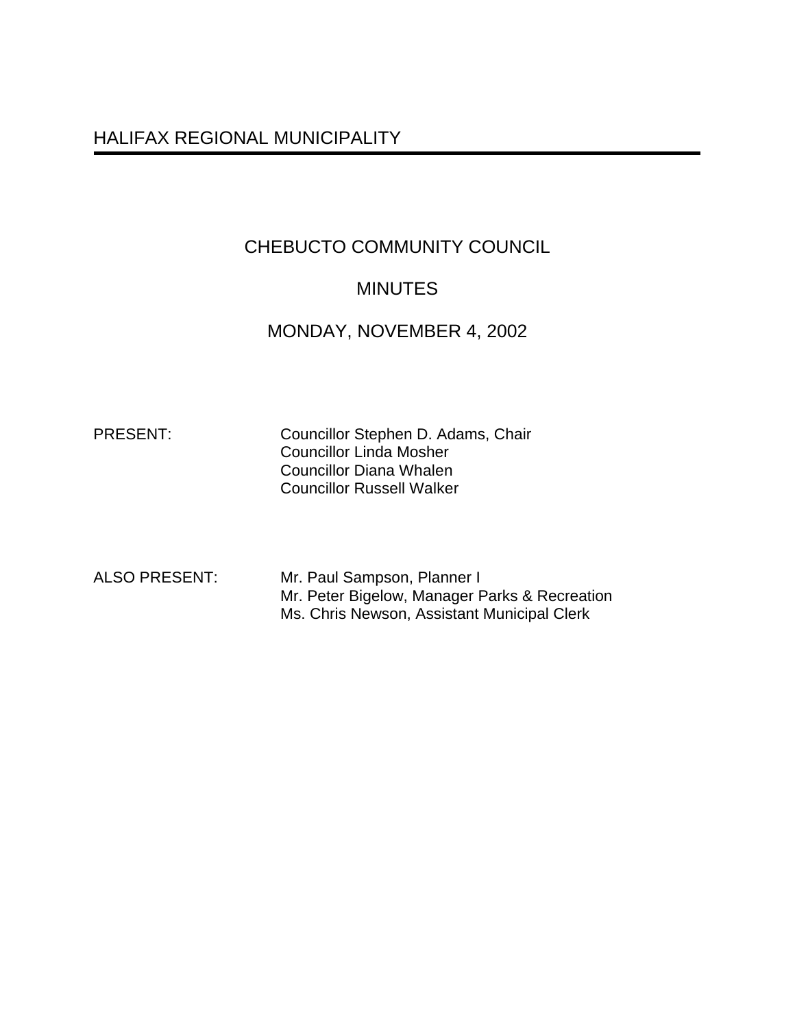HALIFAX REGIONAL MUNICIPALITY

# CHEBUCTO COMMUNITY COUNCIL

# MINUTES

## MONDAY, NOVEMBER 4, 2002

| | |
|---|---|
| PRESENT: | Councillor Stephen D. Adams, Chair<br>Councillor Linda Mosher<br>Councillor Diana Whalen<br>Councillor Russell Walker |
| ALSO PRESENT: | Mr. Paul Sampson, Planner I<br>Mr. Peter Bigelow, Manager Parks & Recreation<br>Ms. Chris Newson, Assistant Municipal Clerk |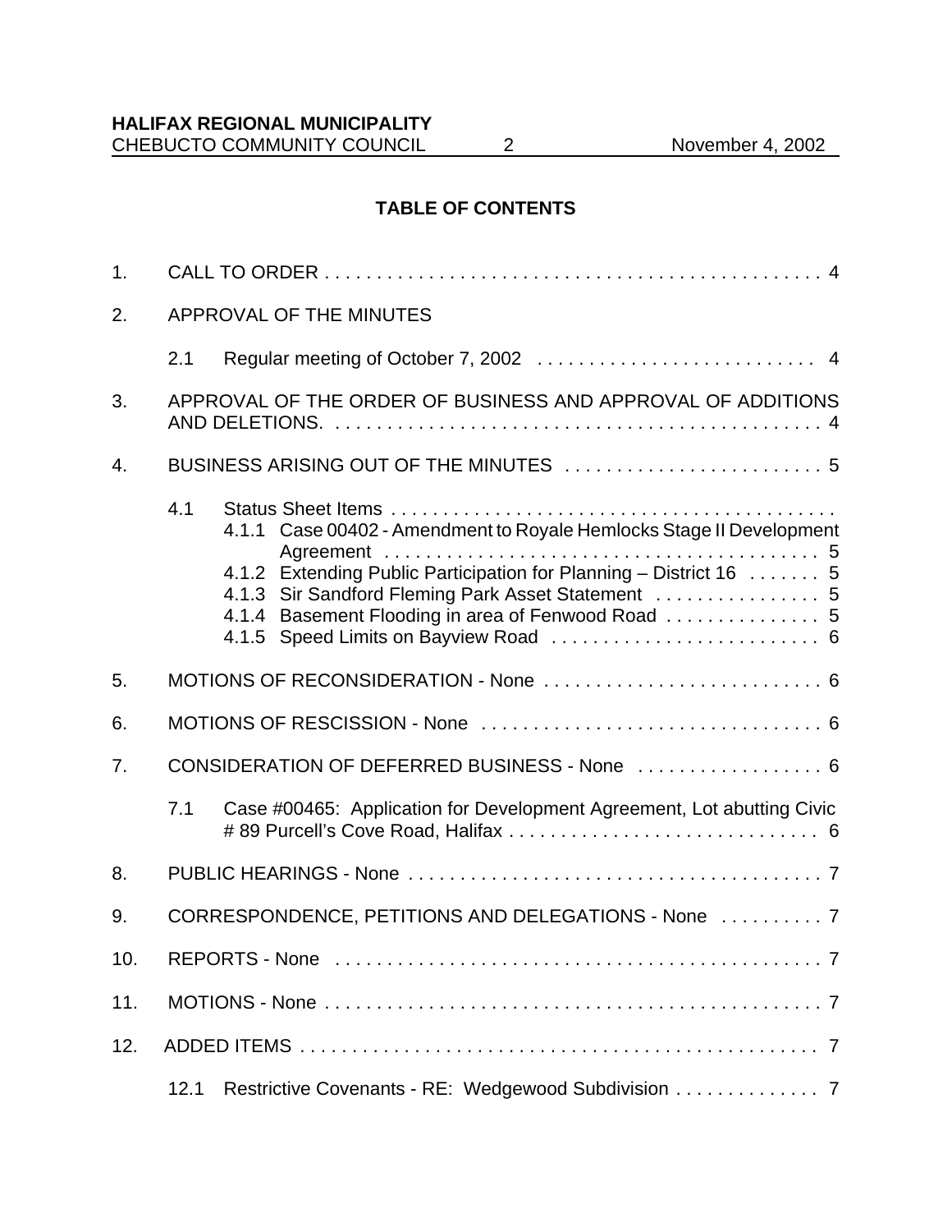**HALIFAX REGIONAL MUNICIPALITY**
CHEBUCTO COMMUNITY COUNCIL 2 November 4, 2002

## TABLE OF CONTENTS

1. CALL TO ORDER . . . . . . . . . . . . . . . . . . . . . . . . . . . . . . . . . . . . . . . . . . . . . . . . 4

2. APPROVAL OF THE MINUTES

   2.1 Regular meeting of October 7, 2002 . . . . . . . . . . . . . . . . . . . . . . . . . . . 4

3. APPROVAL OF THE ORDER OF BUSINESS AND APPROVAL OF ADDITIONS AND DELETIONS. . . . . . . . . . . . . . . . . . . . . . . . . . . . . . . . . . . . . . . . . . . . . . . . 4

4. BUSINESS ARISING OUT OF THE MINUTES . . . . . . . . . . . . . . . . . . . . . . . . . 5

   4.1 Status Sheet Items . . . . . . . . . . . . . . . . . . . . . . . . . . . . . . . . . . . . . . . . . . .
      4.1.1 Case 00402 - Amendment to Royale Hemlocks Stage II Development Agreement . . . . . . . . . . . . . . . . . . . . . . . . . . . . . . . . . . . . . . . . . . 5
      4.1.2 Extending Public Participation for Planning – District 16 . . . . . . . 5
      4.1.3 Sir Sandford Fleming Park Asset Statement . . . . . . . . . . . . . . . . 5
      4.1.4 Basement Flooding in area of Fenwood Road . . . . . . . . . . . . . . . 5
      4.1.5 Speed Limits on Bayview Road . . . . . . . . . . . . . . . . . . . . . . . . . . 6

5. MOTIONS OF RECONSIDERATION - None . . . . . . . . . . . . . . . . . . . . . . . . . . . 6

6. MOTIONS OF RESCISSION - None . . . . . . . . . . . . . . . . . . . . . . . . . . . . . . . . . 6

7. CONSIDERATION OF DEFERRED BUSINESS - None . . . . . . . . . . . . . . . . . . 6

   7.1 Case #00465: Application for Development Agreement, Lot abutting Civic # 89 Purcell's Cove Road, Halifax . . . . . . . . . . . . . . . . . . . . . . . . . . . . . . 6

8. PUBLIC HEARINGS - None . . . . . . . . . . . . . . . . . . . . . . . . . . . . . . . . . . . . . . . . 7

9. CORRESPONDENCE, PETITIONS AND DELEGATIONS - None . . . . . . . . . . 7

10. REPORTS - None . . . . . . . . . . . . . . . . . . . . . . . . . . . . . . . . . . . . . . . . . . . . . . . 7

11. MOTIONS - None . . . . . . . . . . . . . . . . . . . . . . . . . . . . . . . . . . . . . . . . . . . . . . . . 7

12. ADDED ITEMS . . . . . . . . . . . . . . . . . . . . . . . . . . . . . . . . . . . . . . . . . . . . . . . . . . 7

   12.1 Restrictive Covenants - RE: Wedgewood Subdivision . . . . . . . . . . . . . 7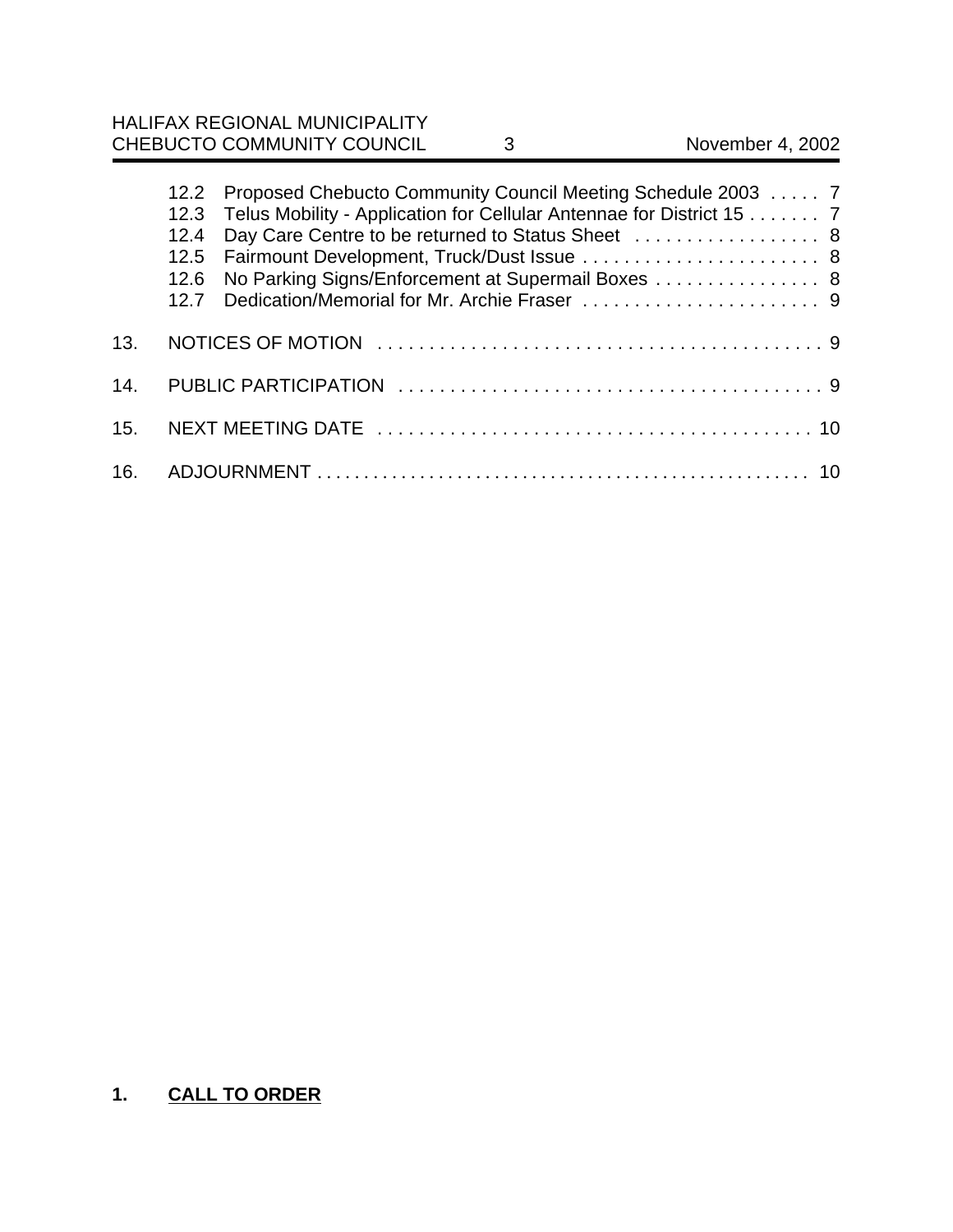12.2 Proposed Chebucto Community Council Meeting Schedule 2003 . . . . . 7
12.3 Telus Mobility - Application for Cellular Antennae for District 15 . . . . . . . 7
12.4 Day Care Centre to be returned to Status Sheet . . . . . . . . . . . . . . . . . . 8
12.5 Fairmount Development, Truck/Dust Issue . . . . . . . . . . . . . . . . . . . . . . . 8
12.6 No Parking Signs/Enforcement at Supermail Boxes . . . . . . . . . . . . . . . . 8
12.7 Dedication/Memorial for Mr. Archie Fraser . . . . . . . . . . . . . . . . . . . . . . . 9

13. NOTICES OF MOTION . . . . . . . . . . . . . . . . . . . . . . . . . . . . . . . . . . . . . . . . . . . 9

14. PUBLIC PARTICIPATION . . . . . . . . . . . . . . . . . . . . . . . . . . . . . . . . . . . . . . . . . 9

15. NEXT MEETING DATE . . . . . . . . . . . . . . . . . . . . . . . . . . . . . . . . . . . . . . . . . . 10

16. ADJOURNMENT . . . . . . . . . . . . . . . . . . . . . . . . . . . . . . . . . . . . . . . . . . . . . . . . . . . 10

## 1. CALL TO ORDER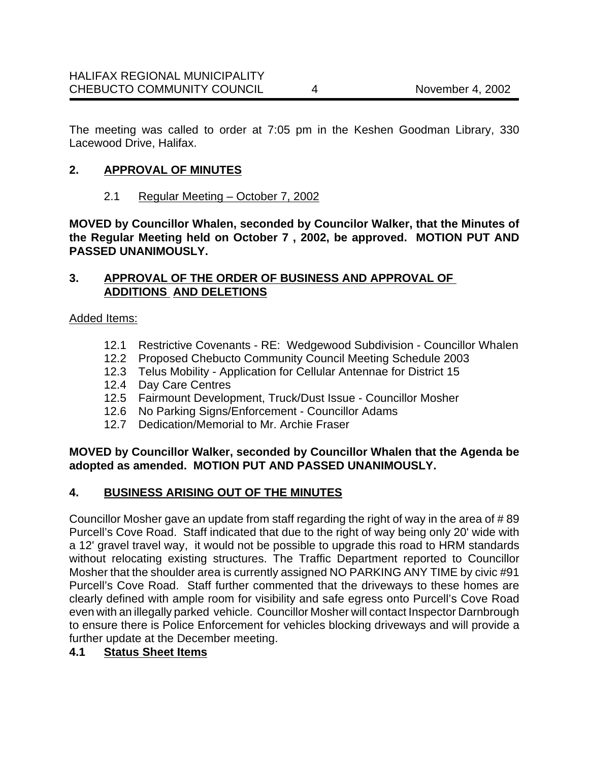The meeting was called to order at 7:05 pm in the Keshen Goodman Library, 330 Lacewood Drive, Halifax.

## 2. APPROVAL OF MINUTES

2.1 Regular Meeting – October 7, 2002

**MOVED by Councillor Whalen, seconded by Councilor Walker, that the Minutes of the Regular Meeting held on October 7 , 2002, be approved. MOTION PUT AND PASSED UNANIMOUSLY.**

## 3. APPROVAL OF THE ORDER OF BUSINESS AND APPROVAL OF ADDITIONS AND DELETIONS

Added Items:

- 12.1 Restrictive Covenants - RE: Wedgewood Subdivision - Councillor Whalen
- 12.2 Proposed Chebucto Community Council Meeting Schedule 2003
- 12.3 Telus Mobility - Application for Cellular Antennae for District 15
- 12.4 Day Care Centres
- 12.5 Fairmount Development, Truck/Dust Issue - Councillor Mosher
- 12.6 No Parking Signs/Enforcement - Councillor Adams
- 12.7 Dedication/Memorial to Mr. Archie Fraser

**MOVED by Councillor Walker, seconded by Councillor Whalen that the Agenda be adopted as amended. MOTION PUT AND PASSED UNANIMOUSLY.**

## 4. BUSINESS ARISING OUT OF THE MINUTES

Councillor Mosher gave an update from staff regarding the right of way in the area of # 89 Purcell's Cove Road. Staff indicated that due to the right of way being only 20' wide with a 12' gravel travel way, it would not be possible to upgrade this road to HRM standards without relocating existing structures. The Traffic Department reported to Councillor Mosher that the shoulder area is currently assigned NO PARKING ANY TIME by civic #91 Purcell's Cove Road. Staff further commented that the driveways to these homes are clearly defined with ample room for visibility and safe egress onto Purcell's Cove Road even with an illegally parked vehicle. Councillor Mosher will contact Inspector Darnbrough to ensure there is Police Enforcement for vehicles blocking driveways and will provide a further update at the December meeting.

### 4.1 Status Sheet Items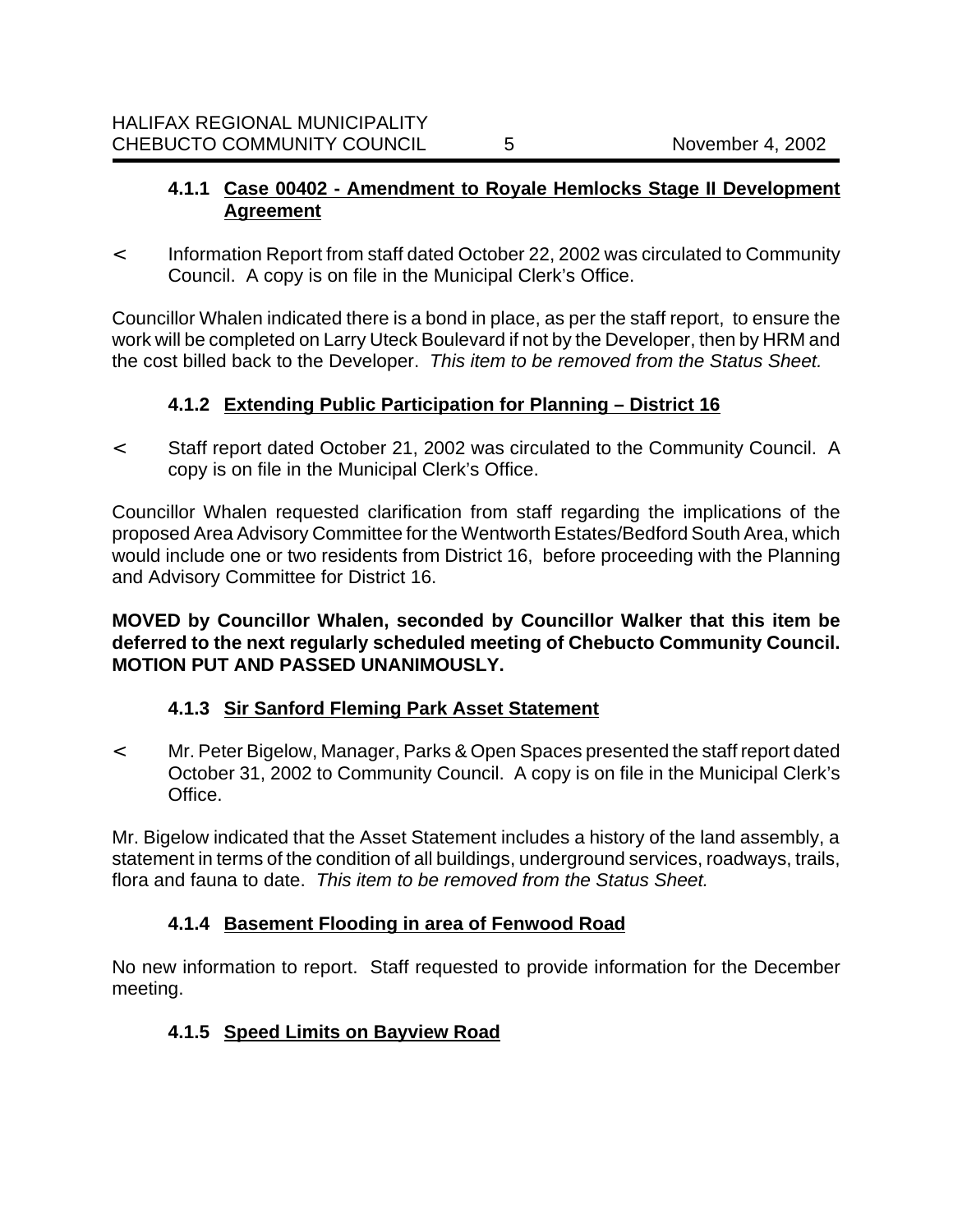### 4.1.1 Case 00402 - Amendment to Royale Hemlocks Stage II Development Agreement

< Information Report from staff dated October 22, 2002 was circulated to Community Council. A copy is on file in the Municipal Clerk's Office.

Councillor Whalen indicated there is a bond in place, as per the staff report, to ensure the work will be completed on Larry Uteck Boulevard if not by the Developer, then by HRM and the cost billed back to the Developer. *This item to be removed from the Status Sheet.*

### 4.1.2 Extending Public Participation for Planning – District 16

< Staff report dated October 21, 2002 was circulated to the Community Council. A copy is on file in the Municipal Clerk's Office.

Councillor Whalen requested clarification from staff regarding the implications of the proposed Area Advisory Committee for the Wentworth Estates/Bedford South Area, which would include one or two residents from District 16, before proceeding with the Planning and Advisory Committee for District 16.

**MOVED by Councillor Whalen, seconded by Councillor Walker that this item be deferred to the next regularly scheduled meeting of Chebucto Community Council. MOTION PUT AND PASSED UNANIMOUSLY.**

### 4.1.3 Sir Sanford Fleming Park Asset Statement

< Mr. Peter Bigelow, Manager, Parks & Open Spaces presented the staff report dated October 31, 2002 to Community Council. A copy is on file in the Municipal Clerk's Office.

Mr. Bigelow indicated that the Asset Statement includes a history of the land assembly, a statement in terms of the condition of all buildings, underground services, roadways, trails, flora and fauna to date. *This item to be removed from the Status Sheet.*

### 4.1.4 Basement Flooding in area of Fenwood Road

No new information to report. Staff requested to provide information for the December meeting.

### 4.1.5 Speed Limits on Bayview Road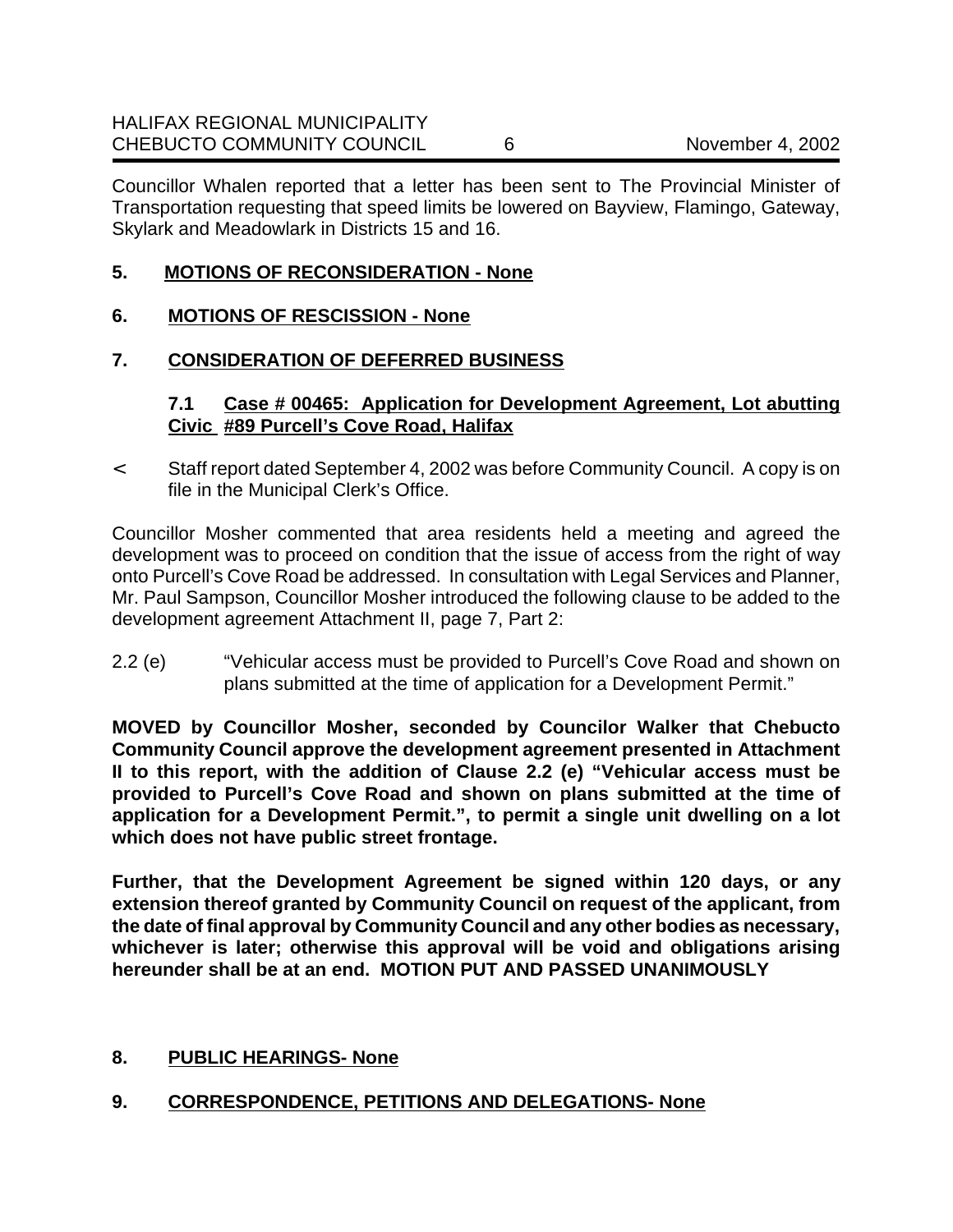Councillor Whalen reported that a letter has been sent to The Provincial Minister of Transportation requesting that speed limits be lowered on Bayview, Flamingo, Gateway, Skylark and Meadowlark in Districts 15 and 16.

## 5. MOTIONS OF RECONSIDERATION - None

## 6. MOTIONS OF RESCISSION - None

## 7. CONSIDERATION OF DEFERRED BUSINESS

### 7.1 Case # 00465: Application for Development Agreement, Lot abutting Civic #89 Purcell's Cove Road, Halifax

< Staff report dated September 4, 2002 was before Community Council. A copy is on file in the Municipal Clerk's Office.

Councillor Mosher commented that area residents held a meeting and agreed the development was to proceed on condition that the issue of access from the right of way onto Purcell's Cove Road be addressed. In consultation with Legal Services and Planner, Mr. Paul Sampson, Councillor Mosher introduced the following clause to be added to the development agreement Attachment II, page 7, Part 2:

2.2 (e) "Vehicular access must be provided to Purcell's Cove Road and shown on plans submitted at the time of application for a Development Permit."

**MOVED by Councillor Mosher, seconded by Councilor Walker that Chebucto Community Council approve the development agreement presented in Attachment II to this report, with the addition of Clause 2.2 (e) "Vehicular access must be provided to Purcell's Cove Road and shown on plans submitted at the time of application for a Development Permit.", to permit a single unit dwelling on a lot which does not have public street frontage.**

**Further, that the Development Agreement be signed within 120 days, or any extension thereof granted by Community Council on request of the applicant, from the date of final approval by Community Council and any other bodies as necessary, whichever is later; otherwise this approval will be void and obligations arising hereunder shall be at an end. MOTION PUT AND PASSED UNANIMOUSLY**

## 8. PUBLIC HEARINGS- None

## 9. CORRESPONDENCE, PETITIONS AND DELEGATIONS- None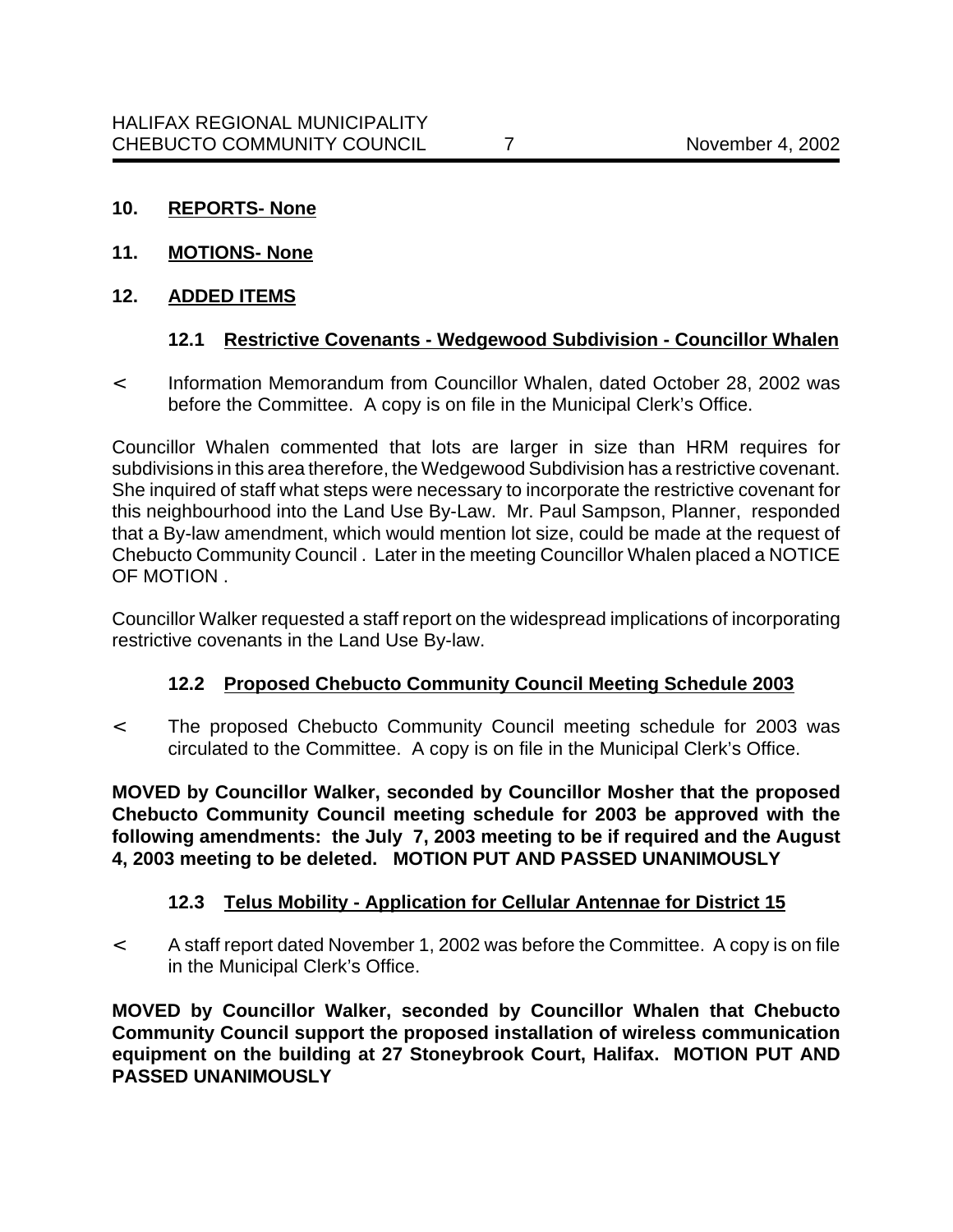## 10. REPORTS- None

## 11. MOTIONS- None

## 12. ADDED ITEMS

### 12.1 Restrictive Covenants - Wedgewood Subdivision - Councillor Whalen

- Information Memorandum from Councillor Whalen, dated October 28, 2002 was before the Committee. A copy is on file in the Municipal Clerk's Office.

Councillor Whalen commented that lots are larger in size than HRM requires for subdivisions in this area therefore, the Wedgewood Subdivision has a restrictive covenant. She inquired of staff what steps were necessary to incorporate the restrictive covenant for this neighbourhood into the Land Use By-Law. Mr. Paul Sampson, Planner, responded that a By-law amendment, which would mention lot size, could be made at the request of Chebucto Community Council . Later in the meeting Councillor Whalen placed a NOTICE OF MOTION .

Councillor Walker requested a staff report on the widespread implications of incorporating restrictive covenants in the Land Use By-law.

### 12.2 Proposed Chebucto Community Council Meeting Schedule 2003

- The proposed Chebucto Community Council meeting schedule for 2003 was circulated to the Committee. A copy is on file in the Municipal Clerk's Office.

**MOVED by Councillor Walker, seconded by Councillor Mosher that the proposed Chebucto Community Council meeting schedule for 2003 be approved with the following amendments: the July 7, 2003 meeting to be if required and the August 4, 2003 meeting to be deleted. MOTION PUT AND PASSED UNANIMOUSLY**

### 12.3 Telus Mobility - Application for Cellular Antennae for District 15

- A staff report dated November 1, 2002 was before the Committee. A copy is on file in the Municipal Clerk's Office.

**MOVED by Councillor Walker, seconded by Councillor Whalen that Chebucto Community Council support the proposed installation of wireless communication equipment on the building at 27 Stoneybrook Court, Halifax. MOTION PUT AND PASSED UNANIMOUSLY**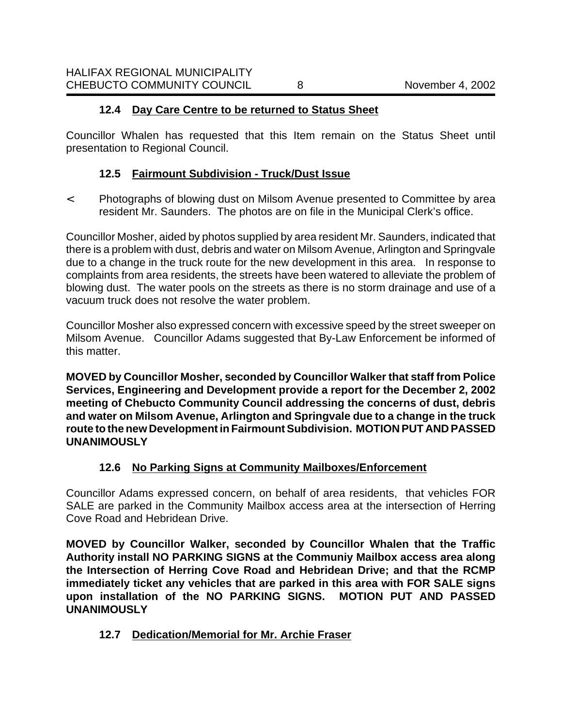### 12.4 Day Care Centre to be returned to Status Sheet

Councillor Whalen has requested that this Item remain on the Status Sheet until presentation to Regional Council.

### 12.5 Fairmount Subdivision - Truck/Dust Issue

< Photographs of blowing dust on Milsom Avenue presented to Committee by area resident Mr. Saunders. The photos are on file in the Municipal Clerk's office.

Councillor Mosher, aided by photos supplied by area resident Mr. Saunders, indicated that there is a problem with dust, debris and water on Milsom Avenue, Arlington and Springvale due to a change in the truck route for the new development in this area. In response to complaints from area residents, the streets have been watered to alleviate the problem of blowing dust. The water pools on the streets as there is no storm drainage and use of a vacuum truck does not resolve the water problem.

Councillor Mosher also expressed concern with excessive speed by the street sweeper on Milsom Avenue. Councillor Adams suggested that By-Law Enforcement be informed of this matter.

**MOVED by Councillor Mosher, seconded by Councillor Walker that staff from Police Services, Engineering and Development provide a report for the December 2, 2002 meeting of Chebucto Community Council addressing the concerns of dust, debris and water on Milsom Avenue, Arlington and Springvale due to a change in the truck route to the new Development in Fairmount Subdivision. MOTION PUT AND PASSED UNANIMOUSLY**

### 12.6 No Parking Signs at Community Mailboxes/Enforcement

Councillor Adams expressed concern, on behalf of area residents, that vehicles FOR SALE are parked in the Community Mailbox access area at the intersection of Herring Cove Road and Hebridean Drive.

**MOVED by Councillor Walker, seconded by Councillor Whalen that the Traffic Authority install NO PARKING SIGNS at the Communiy Mailbox access area along the Intersection of Herring Cove Road and Hebridean Drive; and that the RCMP immediately ticket any vehicles that are parked in this area with FOR SALE signs upon installation of the NO PARKING SIGNS. MOTION PUT AND PASSED UNANIMOUSLY**

### 12.7 Dedication/Memorial for Mr. Archie Fraser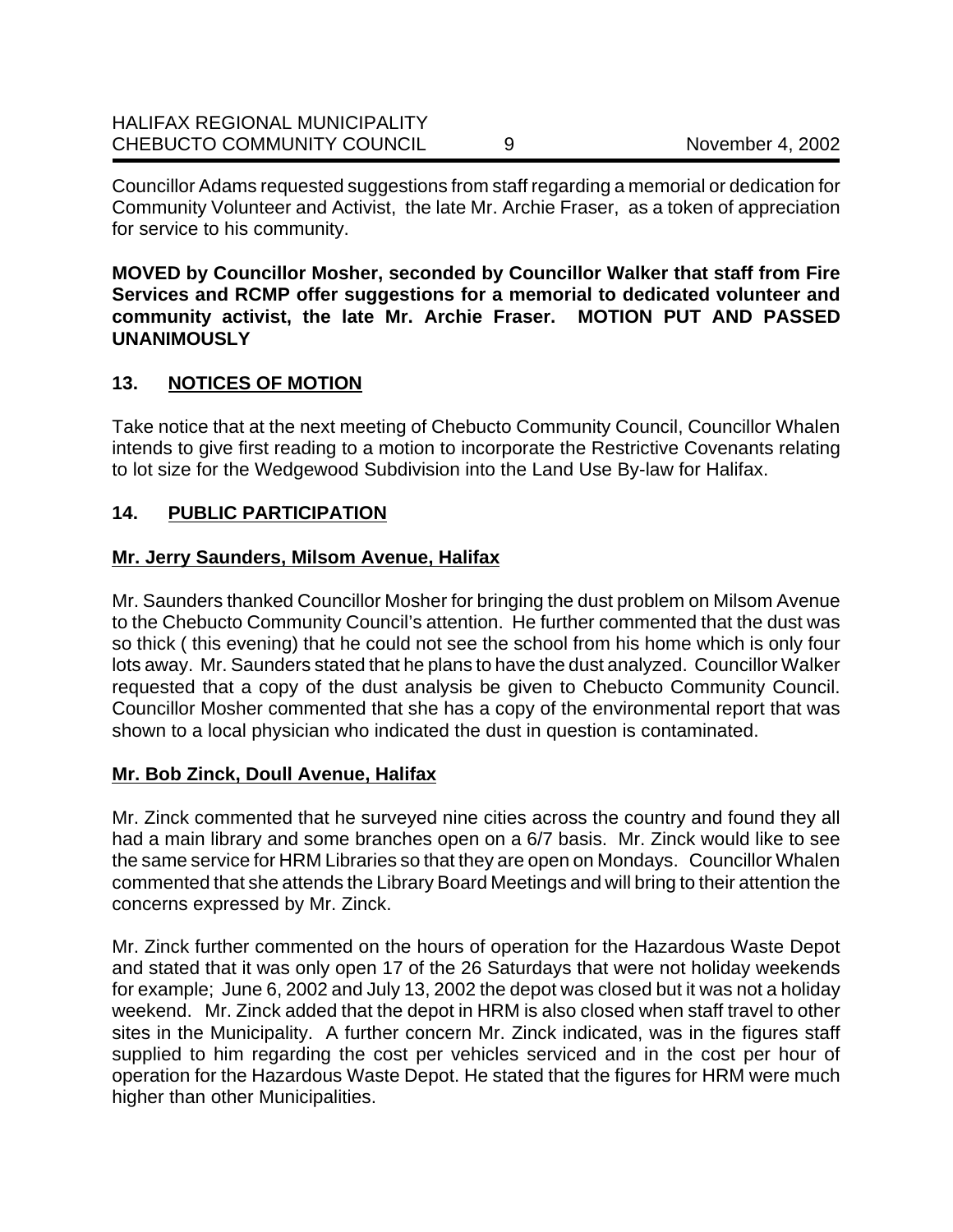Councillor Adams requested suggestions from staff regarding a memorial or dedication for Community Volunteer and Activist, the late Mr. Archie Fraser, as a token of appreciation for service to his community.

**MOVED by Councillor Mosher, seconded by Councillor Walker that staff from Fire Services and RCMP offer suggestions for a memorial to dedicated volunteer and community activist, the late Mr. Archie Fraser. MOTION PUT AND PASSED UNANIMOUSLY**

## 13. NOTICES OF MOTION

Take notice that at the next meeting of Chebucto Community Council, Councillor Whalen intends to give first reading to a motion to incorporate the Restrictive Covenants relating to lot size for the Wedgewood Subdivision into the Land Use By-law for Halifax.

## 14. PUBLIC PARTICIPATION

### Mr. Jerry Saunders, Milsom Avenue, Halifax

Mr. Saunders thanked Councillor Mosher for bringing the dust problem on Milsom Avenue to the Chebucto Community Council's attention. He further commented that the dust was so thick ( this evening) that he could not see the school from his home which is only four lots away. Mr. Saunders stated that he plans to have the dust analyzed. Councillor Walker requested that a copy of the dust analysis be given to Chebucto Community Council. Councillor Mosher commented that she has a copy of the environmental report that was shown to a local physician who indicated the dust in question is contaminated.

### Mr. Bob Zinck, Doull Avenue, Halifax

Mr. Zinck commented that he surveyed nine cities across the country and found they all had a main library and some branches open on a 6/7 basis. Mr. Zinck would like to see the same service for HRM Libraries so that they are open on Mondays. Councillor Whalen commented that she attends the Library Board Meetings and will bring to their attention the concerns expressed by Mr. Zinck.

Mr. Zinck further commented on the hours of operation for the Hazardous Waste Depot and stated that it was only open 17 of the 26 Saturdays that were not holiday weekends for example; June 6, 2002 and July 13, 2002 the depot was closed but it was not a holiday weekend. Mr. Zinck added that the depot in HRM is also closed when staff travel to other sites in the Municipality. A further concern Mr. Zinck indicated, was in the figures staff supplied to him regarding the cost per vehicles serviced and in the cost per hour of operation for the Hazardous Waste Depot. He stated that the figures for HRM were much higher than other Municipalities.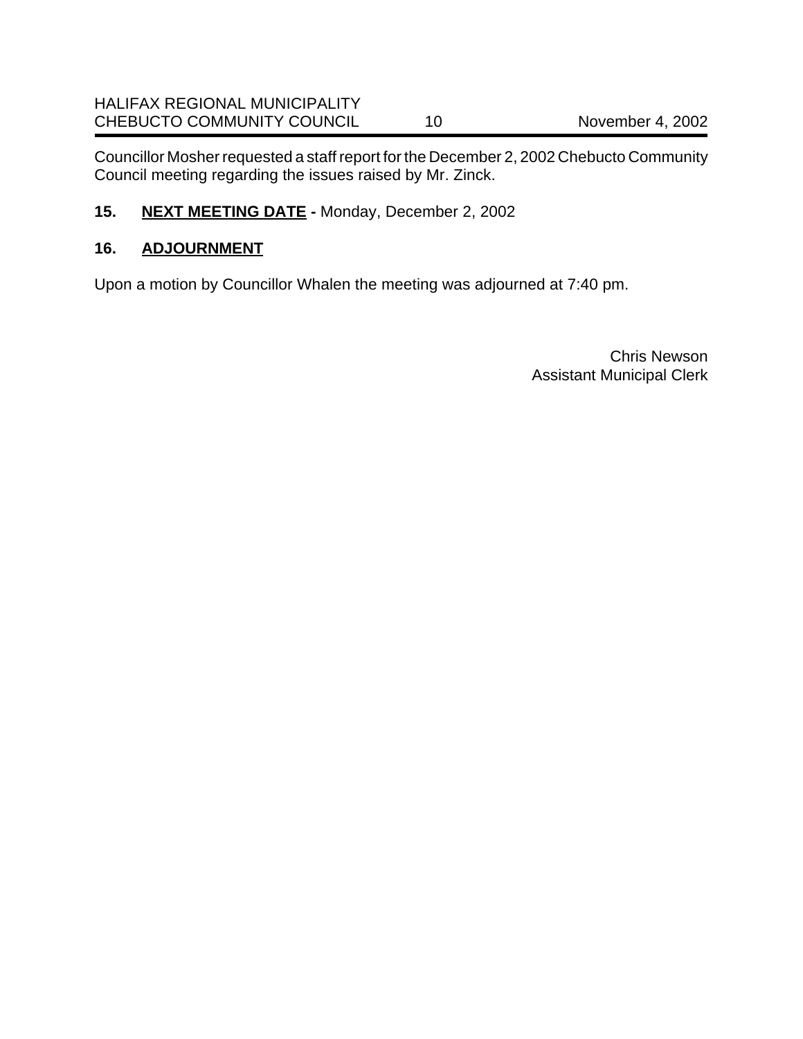Councillor Mosher requested a staff report for the December 2, 2002 Chebucto Community Council meeting regarding the issues raised by Mr. Zinck.

## 15. **NEXT MEETING DATE -** Monday, December 2, 2002

## 16. **ADJOURNMENT**

Upon a motion by Councillor Whalen the meeting was adjourned at 7:40 pm.

Chris Newson
Assistant Municipal Clerk